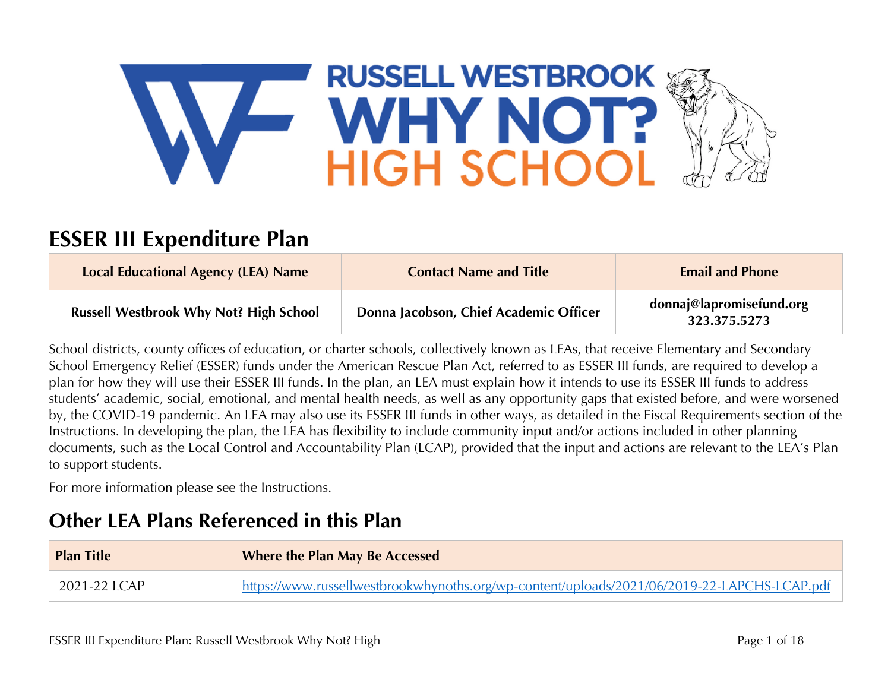# ESSER III Expenditure Plan

| Local Educational Agency (LEA) Name | Contact Name and Title | Email and Phone |
|---|---|---|
| Russell Westbrook Why Not? High School | Donna Jacobson, Chief Academic Officer | donnaj@lapromisefund.org 323.375.5273 |

School districts, county offices of education, or charter schools, collectively known as LEAs, that receive Elementary and Secondary School Emergency Relief (ESSER) funds under the American Rescue Plan Act, referred to as ESSER III funds, are required to develop a plan for how they will use their ESSER III funds. In the plan, an LEA must explain how it intends to use its ESSER III funds to address students' academic, social, emotional, and mental health needs, as well as any opportunity gaps that existed before, and were worsened by, the COVID-19 pandemic. An LEA may also use its ESSER III funds in other ways, as detailed in the Fiscal Requirements section of the Instructions. In developing the plan, the LEA has flexibility to include community input and/or actions included in other planning documents, such as the Local Control and Accountability Plan (LCAP), provided that the input and actions are relevant to the LEA's Plan to support students.

For more information please see the Instructions.

## Other LEA Plans Referenced in this Plan

| Plan Title | Where the Plan May Be Accessed |
|---|---|
| 2021-22 LCAP | https://www.russellwestbrookwhynoths.org/wp-content/uploads/2021/06/2019-22-LAPCHS-LCAP.pdf |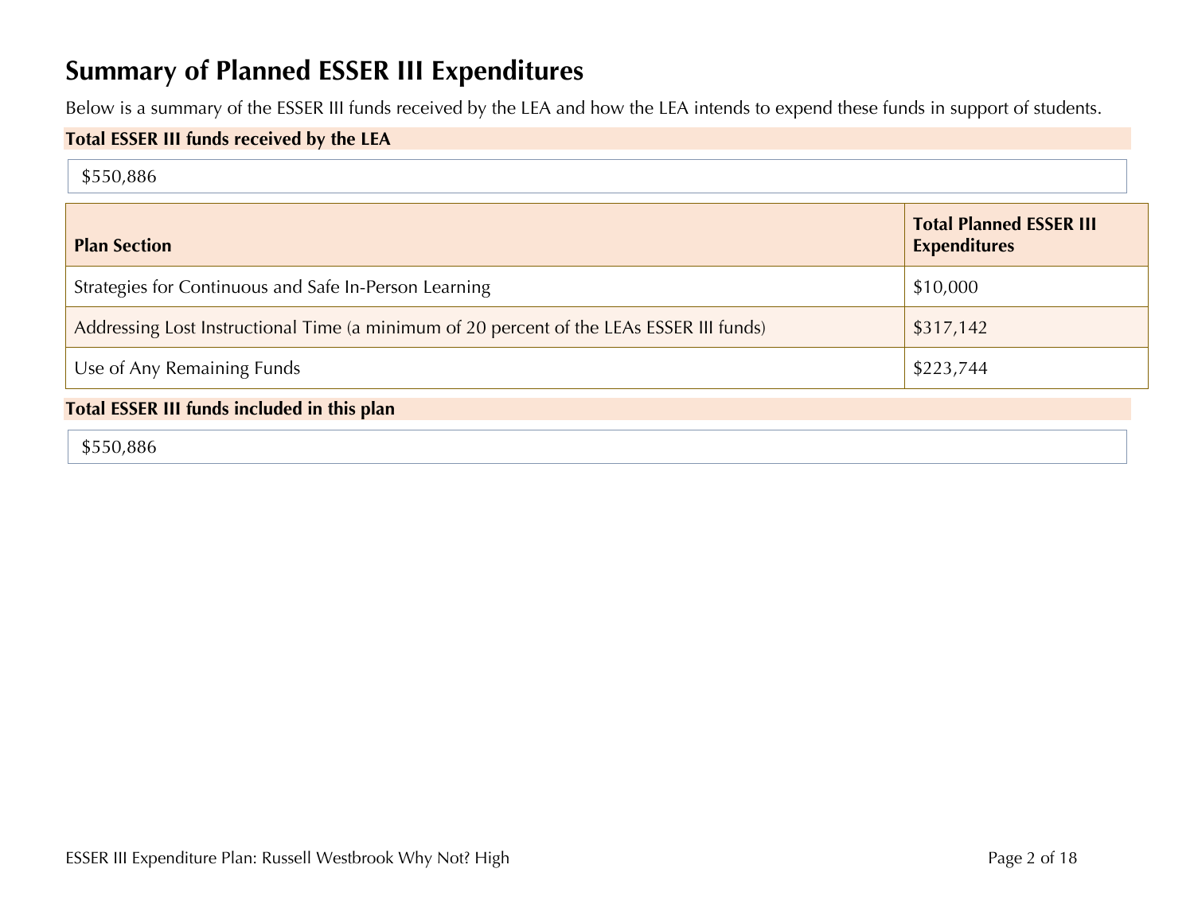# Summary of Planned ESSER III Expenditures

Below is a summary of the ESSER III funds received by the LEA and how the LEA intends to expend these funds in support of students.

**Total ESSER III funds received by the LEA**

$550,886

| Plan Section | Total Planned ESSER III Expenditures |
| --- | --- |
| Strategies for Continuous and Safe In-Person Learning | $10,000 |
| Addressing Lost Instructional Time (a minimum of 20 percent of the LEAs ESSER III funds) | $317,142 |
| Use of Any Remaining Funds | $223,744 |

**Total ESSER III funds included in this plan**

$550,886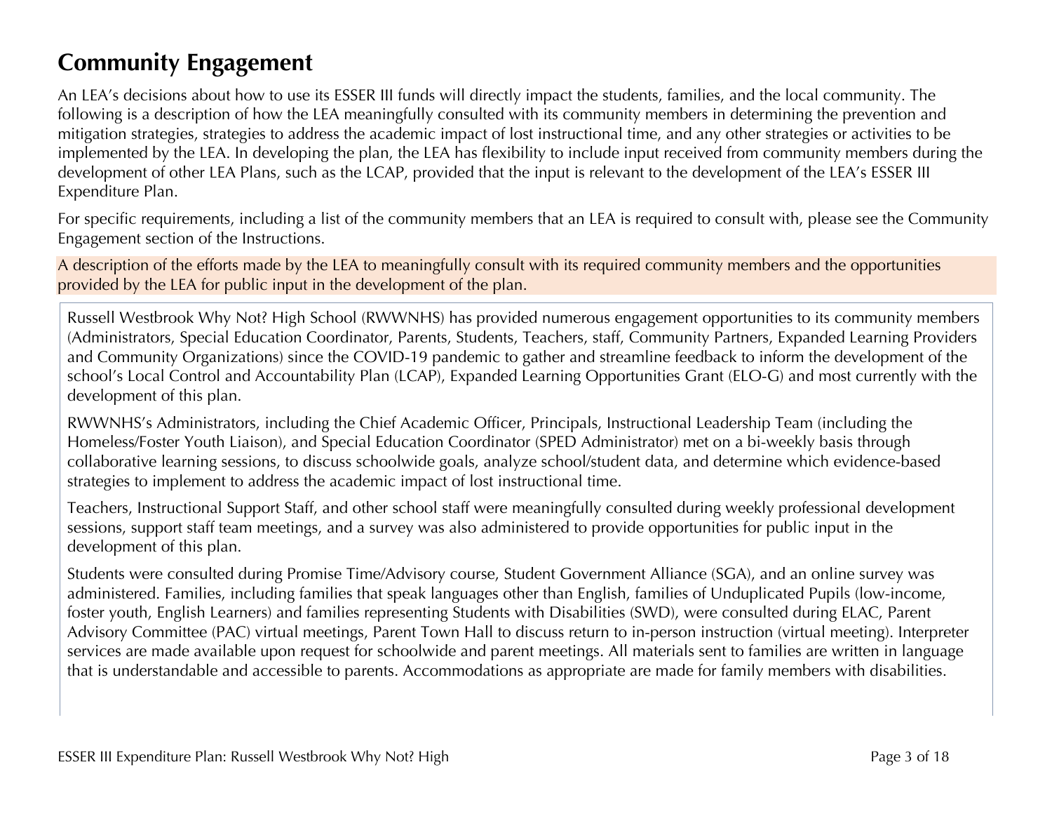# Community Engagement

An LEA's decisions about how to use its ESSER III funds will directly impact the students, families, and the local community. The following is a description of how the LEA meaningfully consulted with its community members in determining the prevention and mitigation strategies, strategies to address the academic impact of lost instructional time, and any other strategies or activities to be implemented by the LEA. In developing the plan, the LEA has flexibility to include input received from community members during the development of other LEA Plans, such as the LCAP, provided that the input is relevant to the development of the LEA's ESSER III Expenditure Plan.

For specific requirements, including a list of the community members that an LEA is required to consult with, please see the Community Engagement section of the Instructions.

A description of the efforts made by the LEA to meaningfully consult with its required community members and the opportunities provided by the LEA for public input in the development of the plan.

Russell Westbrook Why Not? High School (RWWNHS) has provided numerous engagement opportunities to its community members (Administrators, Special Education Coordinator, Parents, Students, Teachers, staff, Community Partners, Expanded Learning Providers and Community Organizations) since the COVID-19 pandemic to gather and streamline feedback to inform the development of the school's Local Control and Accountability Plan (LCAP), Expanded Learning Opportunities Grant (ELO-G) and most currently with the development of this plan.

RWWNHS's Administrators, including the Chief Academic Officer, Principals, Instructional Leadership Team (including the Homeless/Foster Youth Liaison), and Special Education Coordinator (SPED Administrator) met on a bi-weekly basis through collaborative learning sessions, to discuss schoolwide goals, analyze school/student data, and determine which evidence-based strategies to implement to address the academic impact of lost instructional time.

Teachers, Instructional Support Staff, and other school staff were meaningfully consulted during weekly professional development sessions, support staff team meetings, and a survey was also administered to provide opportunities for public input in the development of this plan.

Students were consulted during Promise Time/Advisory course, Student Government Alliance (SGA), and an online survey was administered. Families, including families that speak languages other than English, families of Unduplicated Pupils (low-income, foster youth, English Learners) and families representing Students with Disabilities (SWD), were consulted during ELAC, Parent Advisory Committee (PAC) virtual meetings, Parent Town Hall to discuss return to in-person instruction (virtual meeting). Interpreter services are made available upon request for schoolwide and parent meetings. All materials sent to families are written in language that is understandable and accessible to parents. Accommodations as appropriate are made for family members with disabilities.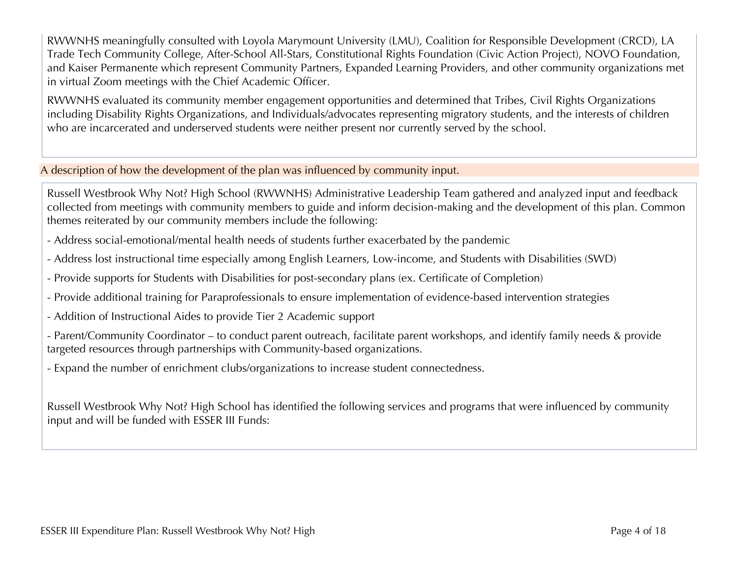RWWNHS meaningfully consulted with Loyola Marymount University (LMU), Coalition for Responsible Development (CRCD), LA Trade Tech Community College, After-School All-Stars, Constitutional Rights Foundation (Civic Action Project), NOVO Foundation, and Kaiser Permanente which represent Community Partners, Expanded Learning Providers, and other community organizations met in virtual Zoom meetings with the Chief Academic Officer.

RWWNHS evaluated its community member engagement opportunities and determined that Tribes, Civil Rights Organizations including Disability Rights Organizations, and Individuals/advocates representing migratory students, and the interests of children who are incarcerated and underserved students were neither present nor currently served by the school.

## A description of how the development of the plan was influenced by community input.

Russell Westbrook Why Not? High School (RWWNHS) Administrative Leadership Team gathered and analyzed input and feedback collected from meetings with community members to guide and inform decision-making and the development of this plan. Common themes reiterated by our community members include the following:

- Address social-emotional/mental health needs of students further exacerbated by the pandemic
- Address lost instructional time especially among English Learners, Low-income, and Students with Disabilities (SWD)
- Provide supports for Students with Disabilities for post-secondary plans (ex. Certificate of Completion)
- Provide additional training for Paraprofessionals to ensure implementation of evidence-based intervention strategies
- Addition of Instructional Aides to provide Tier 2 Academic support
- Parent/Community Coordinator – to conduct parent outreach, facilitate parent workshops, and identify family needs & provide targeted resources through partnerships with Community-based organizations.
- Expand the number of enrichment clubs/organizations to increase student connectedness.

Russell Westbrook Why Not? High School has identified the following services and programs that were influenced by community input and will be funded with ESSER III Funds: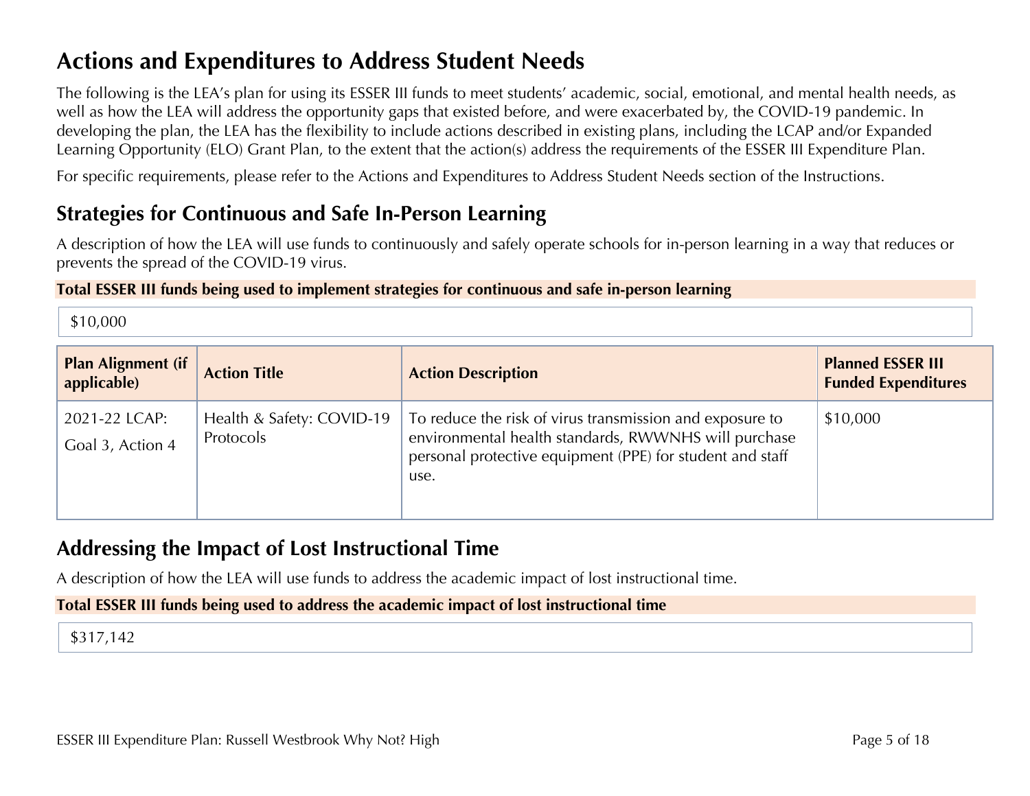# Actions and Expenditures to Address Student Needs

The following is the LEA's plan for using its ESSER III funds to meet students' academic, social, emotional, and mental health needs, as well as how the LEA will address the opportunity gaps that existed before, and were exacerbated by, the COVID-19 pandemic. In developing the plan, the LEA has the flexibility to include actions described in existing plans, including the LCAP and/or Expanded Learning Opportunity (ELO) Grant Plan, to the extent that the action(s) address the requirements of the ESSER III Expenditure Plan.

For specific requirements, please refer to the Actions and Expenditures to Address Student Needs section of the Instructions.

## Strategies for Continuous and Safe In-Person Learning

A description of how the LEA will use funds to continuously and safely operate schools for in-person learning in a way that reduces or prevents the spread of the COVID-19 virus.

**Total ESSER III funds being used to implement strategies for continuous and safe in-person learning**

$10,000

| Plan Alignment (if applicable) | Action Title | Action Description | Planned ESSER III Funded Expenditures |
|---|---|---|---|
| 2021-22 LCAP: Goal 3, Action 4 | Health & Safety: COVID-19 Protocols | To reduce the risk of virus transmission and exposure to environmental health standards, RWWNHS will purchase personal protective equipment (PPE) for student and staff use. | $10,000 |

## Addressing the Impact of Lost Instructional Time

A description of how the LEA will use funds to address the academic impact of lost instructional time.

**Total ESSER III funds being used to address the academic impact of lost instructional time**

$317,142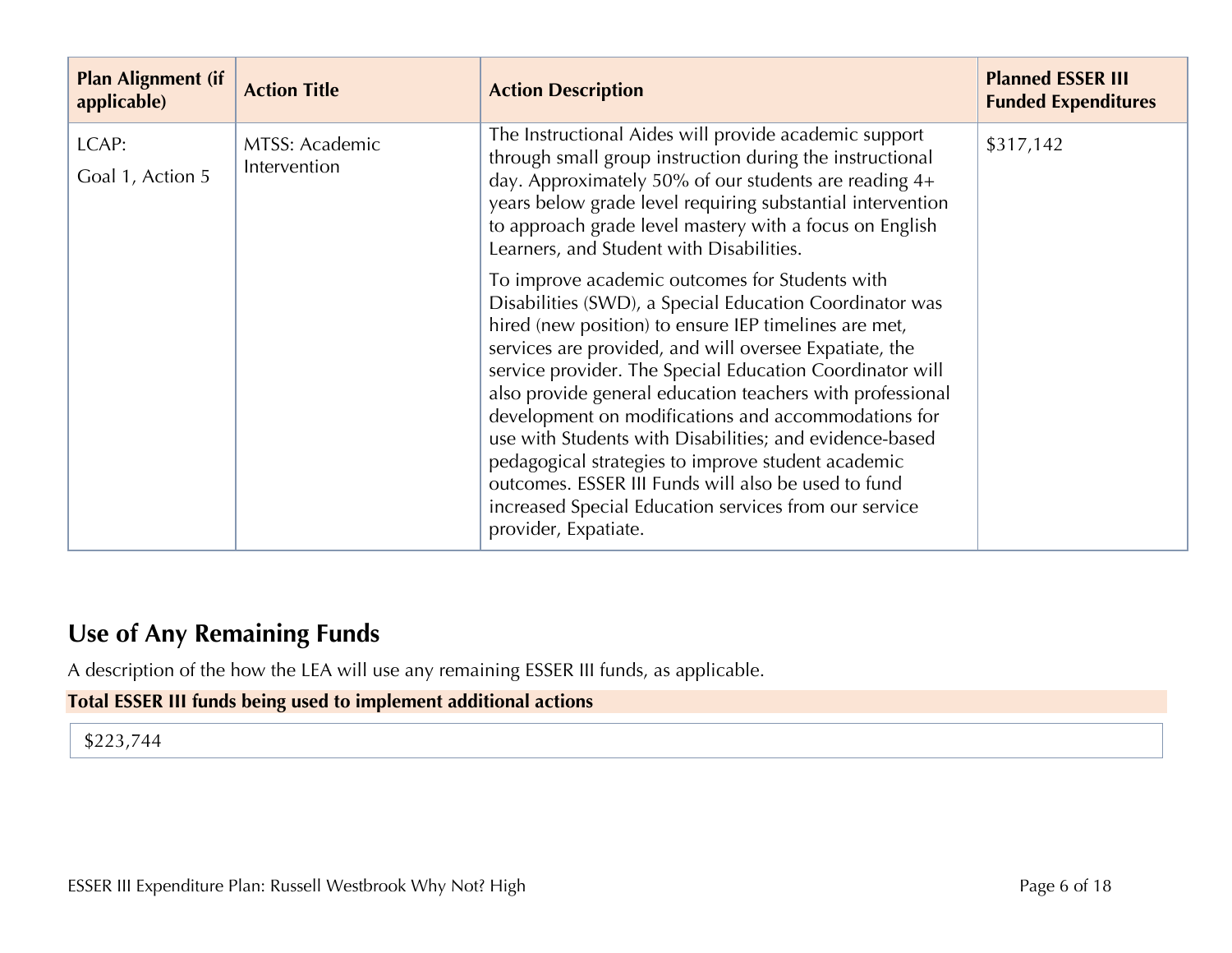| Plan Alignment (if applicable) | Action Title | Action Description | Planned ESSER III Funded Expenditures |
|---|---|---|---|
| LCAP:<br>Goal 1, Action 5 | MTSS: Academic Intervention | The Instructional Aides will provide academic support through small group instruction during the instructional day. Approximately 50% of our students are reading 4+ years below grade level requiring substantial intervention to approach grade level mastery with a focus on English Learners, and Student with Disabilities.<br><br>To improve academic outcomes for Students with Disabilities (SWD), a Special Education Coordinator was hired (new position) to ensure IEP timelines are met, services are provided, and will oversee Expatiate, the service provider. The Special Education Coordinator will also provide general education teachers with professional development on modifications and accommodations for use with Students with Disabilities; and evidence-based pedagogical strategies to improve student academic outcomes. ESSER III Funds will also be used to fund increased Special Education services from our service provider, Expatiate. | $317,142 |

## Use of Any Remaining Funds

A description of the how the LEA will use any remaining ESSER III funds, as applicable.

**Total ESSER III funds being used to implement additional actions**

| $223,744 |
|---|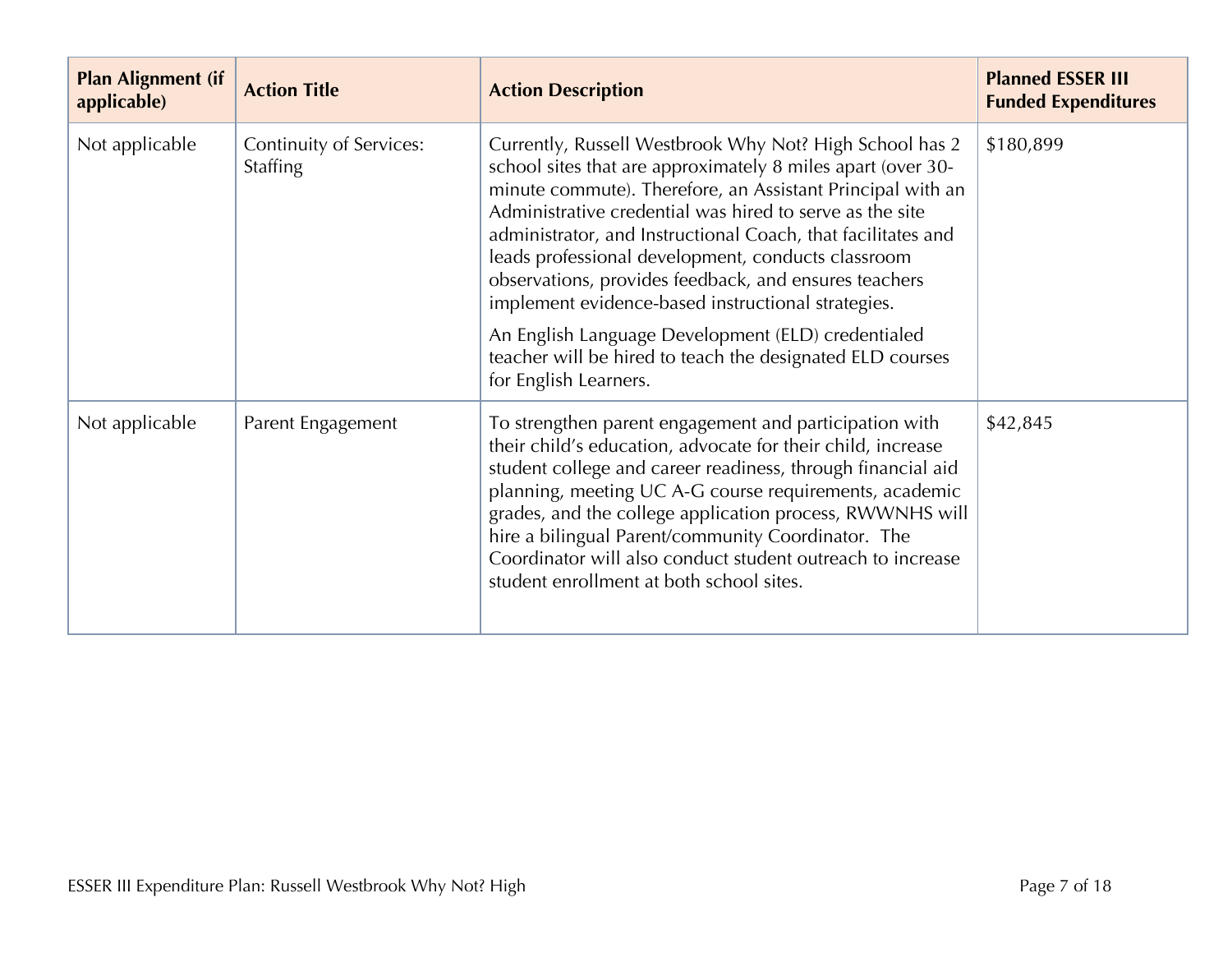| Plan Alignment (if applicable) | Action Title | Action Description | Planned ESSER III Funded Expenditures |
|---|---|---|---|
| Not applicable | Continuity of Services: Staffing | Currently, Russell Westbrook Why Not? High School has 2 school sites that are approximately 8 miles apart (over 30-minute commute). Therefore, an Assistant Principal with an Administrative credential was hired to serve as the site administrator, and Instructional Coach, that facilitates and leads professional development, conducts classroom observations, provides feedback, and ensures teachers implement evidence-based instructional strategies.<br><br>An English Language Development (ELD) credentialed teacher will be hired to teach the designated ELD courses for English Learners. | $180,899 |
| Not applicable | Parent Engagement | To strengthen parent engagement and participation with their child's education, advocate for their child, increase student college and career readiness, through financial aid planning, meeting UC A-G course requirements, academic grades, and the college application process, RWWNHS will hire a bilingual Parent/community Coordinator. The Coordinator will also conduct student outreach to increase student enrollment at both school sites. | $42,845 |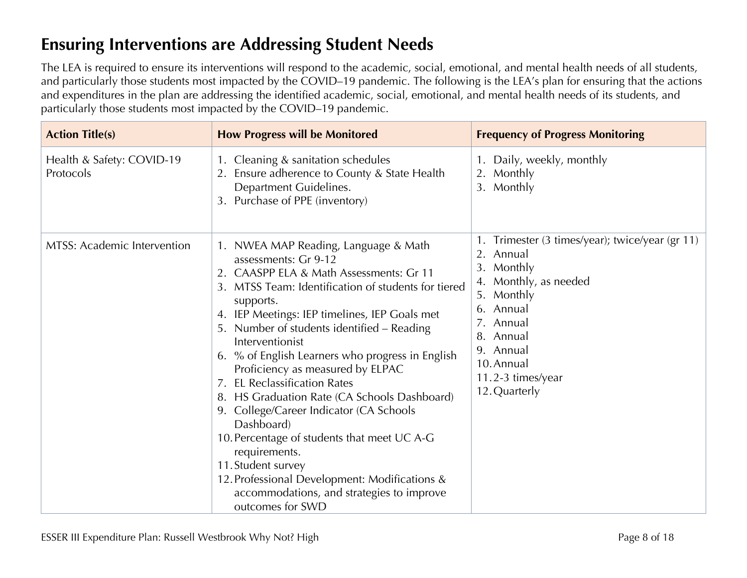## Ensuring Interventions are Addressing Student Needs

The LEA is required to ensure its interventions will respond to the academic, social, emotional, and mental health needs of all students, and particularly those students most impacted by the COVID–19 pandemic. The following is the LEA's plan for ensuring that the actions and expenditures in the plan are addressing the identified academic, social, emotional, and mental health needs of its students, and particularly those students most impacted by the COVID–19 pandemic.

| Action Title(s) | How Progress will be Monitored | Frequency of Progress Monitoring |
|---|---|---|
| Health & Safety: COVID-19 Protocols | 1. Cleaning & sanitation schedules<br>2. Ensure adherence to County & State Health Department Guidelines.<br>3. Purchase of PPE (inventory) | 1. Daily, weekly, monthly<br>2. Monthly<br>3. Monthly |
| MTSS: Academic Intervention | 1. NWEA MAP Reading, Language & Math assessments: Gr 9-12<br>2. CAASPP ELA & Math Assessments: Gr 11<br>3. MTSS Team: Identification of students for tiered supports.<br>4. IEP Meetings: IEP timelines, IEP Goals met<br>5. Number of students identified – Reading Interventionist<br>6. % of English Learners who progress in English Proficiency as measured by ELPAC<br>7. EL Reclassification Rates<br>8. HS Graduation Rate (CA Schools Dashboard)<br>9. College/Career Indicator (CA Schools Dashboard)<br>10. Percentage of students that meet UC A-G requirements.<br>11. Student survey<br>12. Professional Development: Modifications & accommodations, and strategies to improve outcomes for SWD | 1. Trimester (3 times/year); twice/year (gr 11)<br>2. Annual<br>3. Monthly<br>4. Monthly, as needed<br>5. Monthly<br>6. Annual<br>7. Annual<br>8. Annual<br>9. Annual<br>10. Annual<br>11. 2-3 times/year<br>12. Quarterly |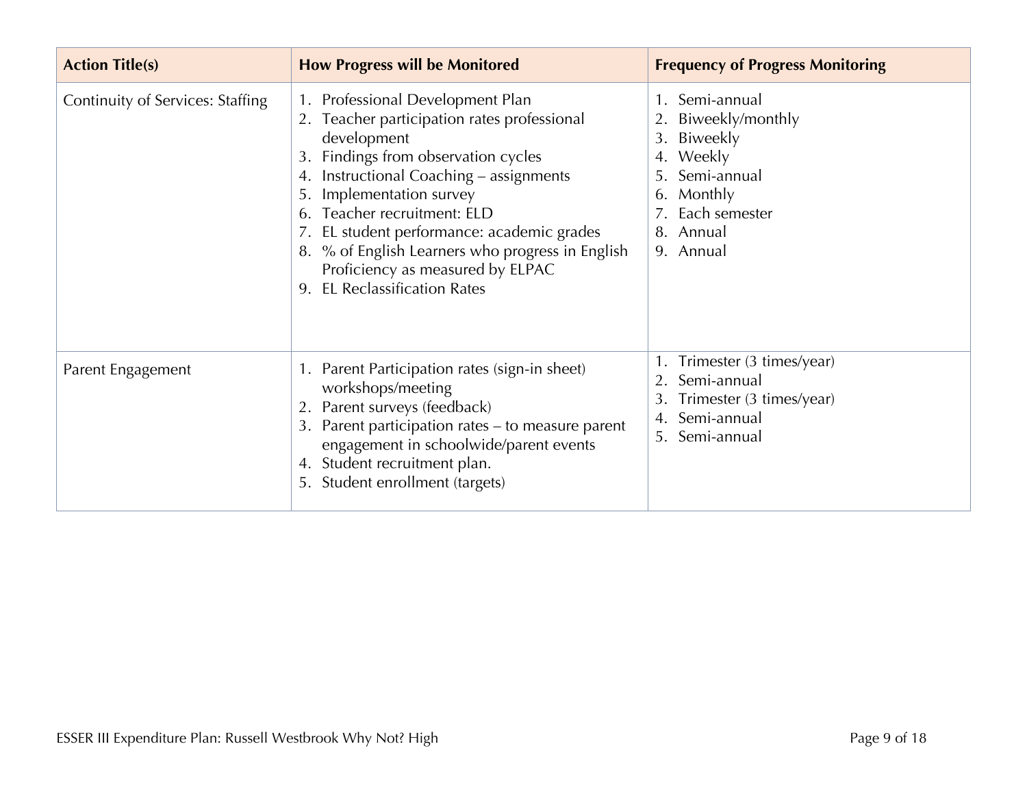| Action Title(s) | How Progress will be Monitored | Frequency of Progress Monitoring |
|---|---|---|
| Continuity of Services: Staffing | 1. Professional Development Plan<br>2. Teacher participation rates professional development<br>3. Findings from observation cycles<br>4. Instructional Coaching – assignments<br>5. Implementation survey<br>6. Teacher recruitment: ELD<br>7. EL student performance: academic grades<br>8. % of English Learners who progress in English Proficiency as measured by ELPAC<br>9. EL Reclassification Rates | 1. Semi-annual<br>2. Biweekly/monthly<br>3. Biweekly<br>4. Weekly<br>5. Semi-annual<br>6. Monthly<br>7. Each semester<br>8. Annual<br>9. Annual |
| Parent Engagement | 1. Parent Participation rates (sign-in sheet) workshops/meeting<br>2. Parent surveys (feedback)<br>3. Parent participation rates – to measure parent engagement in schoolwide/parent events<br>4. Student recruitment plan.<br>5. Student enrollment (targets) | 1. Trimester (3 times/year)<br>2. Semi-annual<br>3. Trimester (3 times/year)<br>4. Semi-annual<br>5. Semi-annual |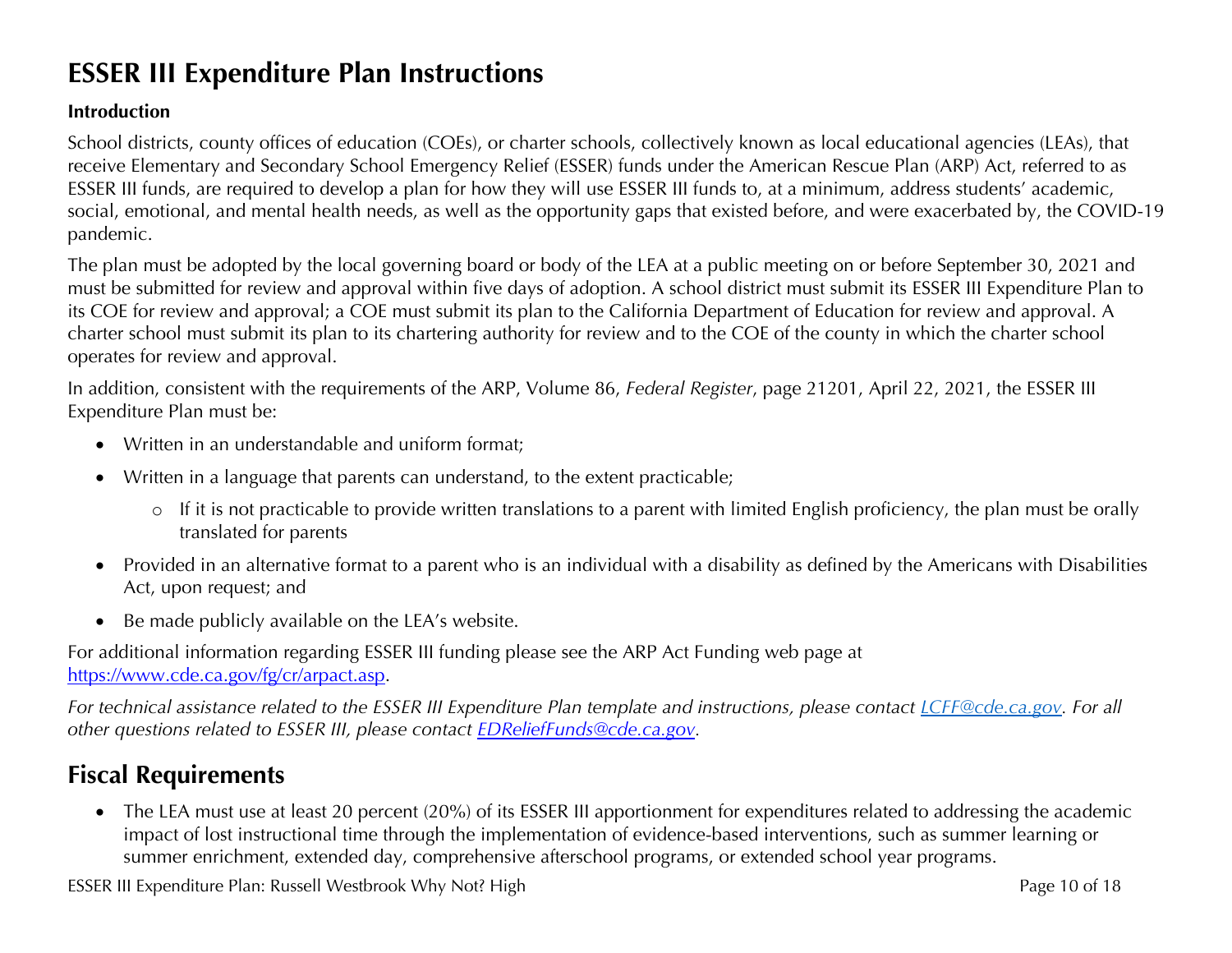# ESSER III Expenditure Plan Instructions

**Introduction**

School districts, county offices of education (COEs), or charter schools, collectively known as local educational agencies (LEAs), that receive Elementary and Secondary School Emergency Relief (ESSER) funds under the American Rescue Plan (ARP) Act, referred to as ESSER III funds, are required to develop a plan for how they will use ESSER III funds to, at a minimum, address students' academic, social, emotional, and mental health needs, as well as the opportunity gaps that existed before, and were exacerbated by, the COVID-19 pandemic.

The plan must be adopted by the local governing board or body of the LEA at a public meeting on or before September 30, 2021 and must be submitted for review and approval within five days of adoption. A school district must submit its ESSER III Expenditure Plan to its COE for review and approval; a COE must submit its plan to the California Department of Education for review and approval. A charter school must submit its plan to its chartering authority for review and to the COE of the county in which the charter school operates for review and approval.

In addition, consistent with the requirements of the ARP, Volume 86, *Federal Register*, page 21201, April 22, 2021, the ESSER III Expenditure Plan must be:

- Written in an understandable and uniform format;
- Written in a language that parents can understand, to the extent practicable;
  - If it is not practicable to provide written translations to a parent with limited English proficiency, the plan must be orally translated for parents
- Provided in an alternative format to a parent who is an individual with a disability as defined by the Americans with Disabilities Act, upon request; and
- Be made publicly available on the LEA's website.

For additional information regarding ESSER III funding please see the ARP Act Funding web page at [https://www.cde.ca.gov/fg/cr/arpact.asp](https://www.cde.ca.gov/fg/cr/arpact.asp).

*For technical assistance related to the ESSER III Expenditure Plan template and instructions, please contact [LCFF@cde.ca.gov](mailto:LCFF@cde.ca.gov). For all other questions related to ESSER III, please contact [EDReliefFunds@cde.ca.gov](mailto:EDReliefFunds@cde.ca.gov).*

## Fiscal Requirements

- The LEA must use at least 20 percent (20%) of its ESSER III apportionment for expenditures related to addressing the academic impact of lost instructional time through the implementation of evidence-based interventions, such as summer learning or summer enrichment, extended day, comprehensive afterschool programs, or extended school year programs.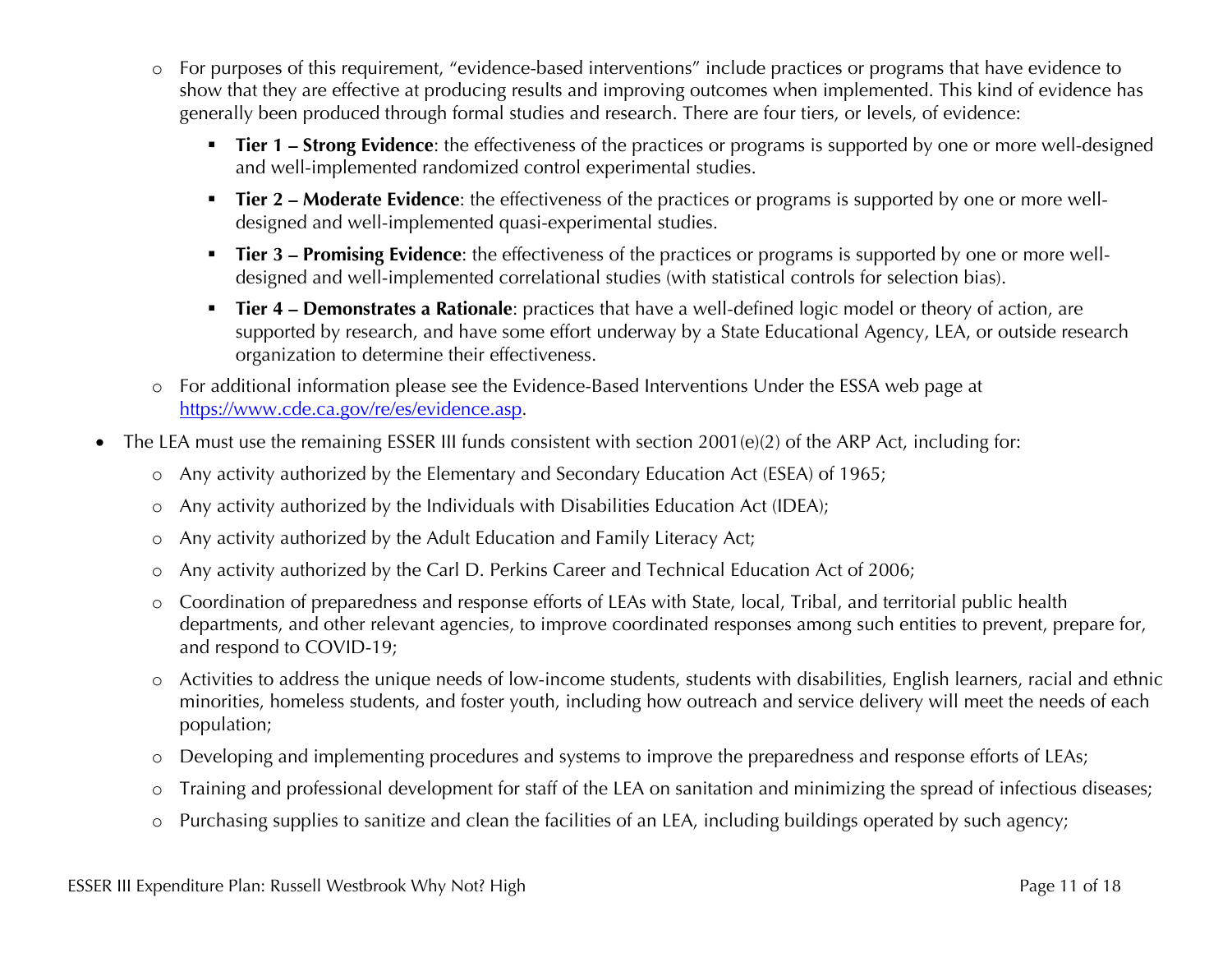- For purposes of this requirement, "evidence-based interventions" include practices or programs that have evidence to show that they are effective at producing results and improving outcomes when implemented. This kind of evidence has generally been produced through formal studies and research. There are four tiers, or levels, of evidence:
  - **Tier 1 – Strong Evidence**: the effectiveness of the practices or programs is supported by one or more well-designed and well-implemented randomized control experimental studies.
  - **Tier 2 – Moderate Evidence**: the effectiveness of the practices or programs is supported by one or more well-designed and well-implemented quasi-experimental studies.
  - **Tier 3 – Promising Evidence**: the effectiveness of the practices or programs is supported by one or more well-designed and well-implemented correlational studies (with statistical controls for selection bias).
  - **Tier 4 – Demonstrates a Rationale**: practices that have a well-defined logic model or theory of action, are supported by research, and have some effort underway by a State Educational Agency, LEA, or outside research organization to determine their effectiveness.
- For additional information please see the Evidence-Based Interventions Under the ESSA web page at [https://www.cde.ca.gov/re/es/evidence.asp](https://www.cde.ca.gov/re/es/evidence.asp).

- The LEA must use the remaining ESSER III funds consistent with section 2001(e)(2) of the ARP Act, including for:
  - Any activity authorized by the Elementary and Secondary Education Act (ESEA) of 1965;
  - Any activity authorized by the Individuals with Disabilities Education Act (IDEA);
  - Any activity authorized by the Adult Education and Family Literacy Act;
  - Any activity authorized by the Carl D. Perkins Career and Technical Education Act of 2006;
  - Coordination of preparedness and response efforts of LEAs with State, local, Tribal, and territorial public health departments, and other relevant agencies, to improve coordinated responses among such entities to prevent, prepare for, and respond to COVID-19;
  - Activities to address the unique needs of low-income students, students with disabilities, English learners, racial and ethnic minorities, homeless students, and foster youth, including how outreach and service delivery will meet the needs of each population;
  - Developing and implementing procedures and systems to improve the preparedness and response efforts of LEAs;
  - Training and professional development for staff of the LEA on sanitation and minimizing the spread of infectious diseases;
  - Purchasing supplies to sanitize and clean the facilities of an LEA, including buildings operated by such agency;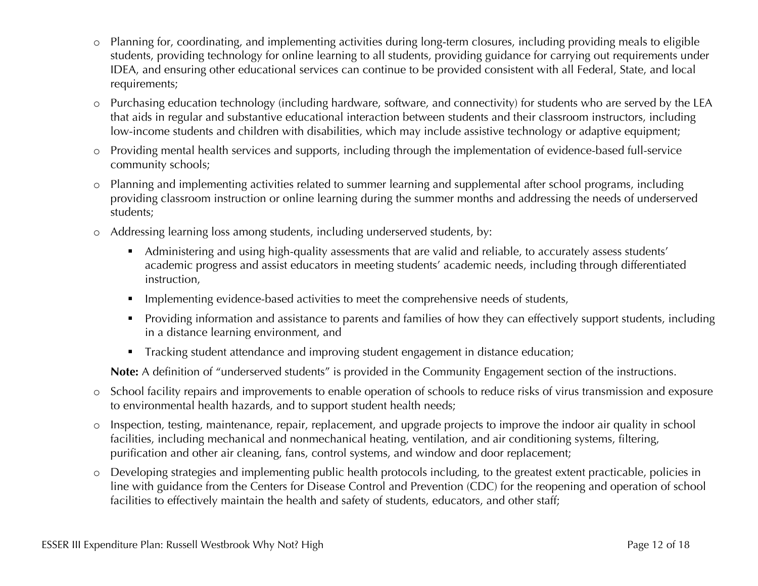- Planning for, coordinating, and implementing activities during long-term closures, including providing meals to eligible students, providing technology for online learning to all students, providing guidance for carrying out requirements under IDEA, and ensuring other educational services can continue to be provided consistent with all Federal, State, and local requirements;
- Purchasing education technology (including hardware, software, and connectivity) for students who are served by the LEA that aids in regular and substantive educational interaction between students and their classroom instructors, including low-income students and children with disabilities, which may include assistive technology or adaptive equipment;
- Providing mental health services and supports, including through the implementation of evidence-based full-service community schools;
- Planning and implementing activities related to summer learning and supplemental after school programs, including providing classroom instruction or online learning during the summer months and addressing the needs of underserved students;
- Addressing learning loss among students, including underserved students, by:
  - Administering and using high-quality assessments that are valid and reliable, to accurately assess students' academic progress and assist educators in meeting students' academic needs, including through differentiated instruction,
  - Implementing evidence-based activities to meet the comprehensive needs of students,
  - Providing information and assistance to parents and families of how they can effectively support students, including in a distance learning environment, and
  - Tracking student attendance and improving student engagement in distance education;

  **Note:** A definition of "underserved students" is provided in the Community Engagement section of the instructions.
- School facility repairs and improvements to enable operation of schools to reduce risks of virus transmission and exposure to environmental health hazards, and to support student health needs;
- Inspection, testing, maintenance, repair, replacement, and upgrade projects to improve the indoor air quality in school facilities, including mechanical and nonmechanical heating, ventilation, and air conditioning systems, filtering, purification and other air cleaning, fans, control systems, and window and door replacement;
- Developing strategies and implementing public health protocols including, to the greatest extent practicable, policies in line with guidance from the Centers for Disease Control and Prevention (CDC) for the reopening and operation of school facilities to effectively maintain the health and safety of students, educators, and other staff;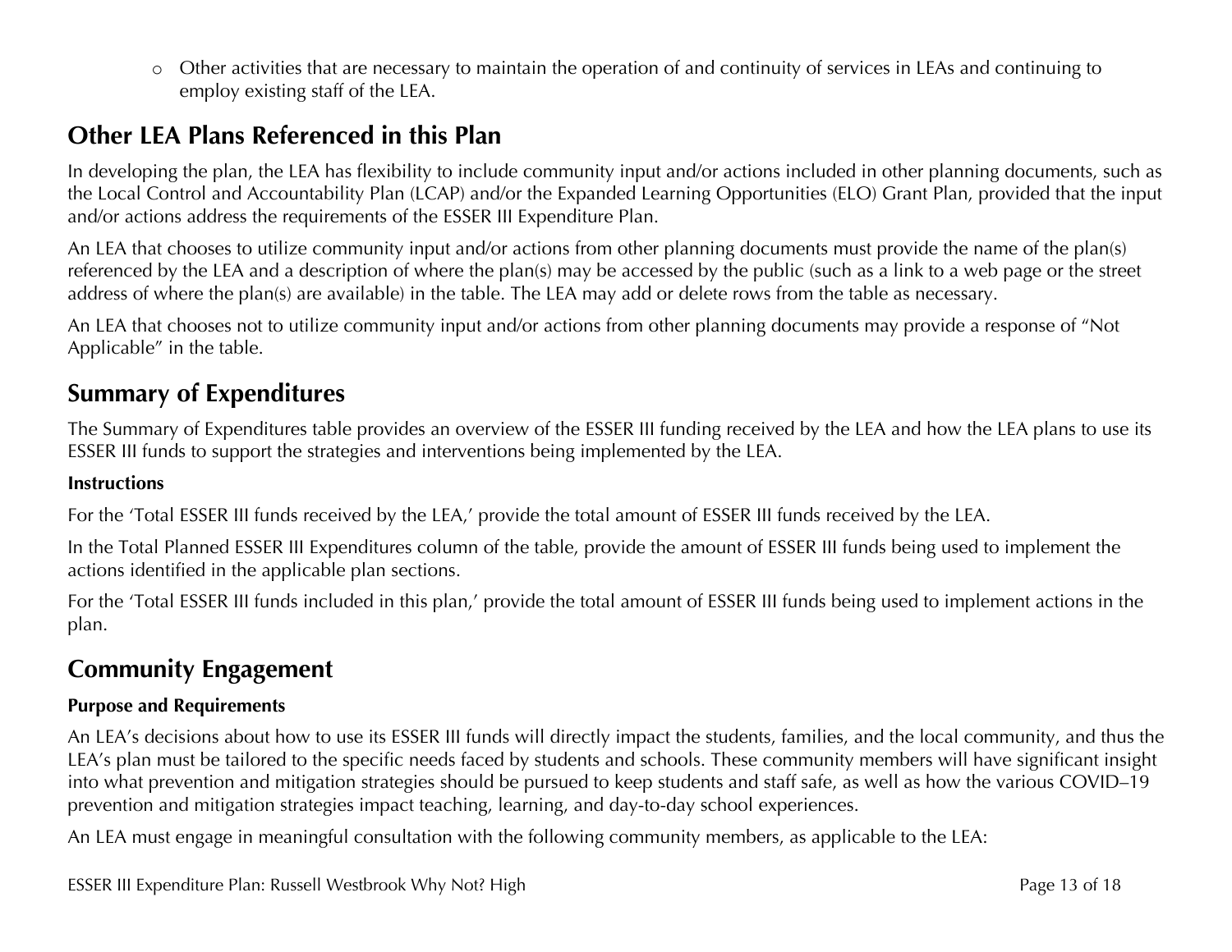- Other activities that are necessary to maintain the operation of and continuity of services in LEAs and continuing to employ existing staff of the LEA.

## Other LEA Plans Referenced in this Plan

In developing the plan, the LEA has flexibility to include community input and/or actions included in other planning documents, such as the Local Control and Accountability Plan (LCAP) and/or the Expanded Learning Opportunities (ELO) Grant Plan, provided that the input and/or actions address the requirements of the ESSER III Expenditure Plan.

An LEA that chooses to utilize community input and/or actions from other planning documents must provide the name of the plan(s) referenced by the LEA and a description of where the plan(s) may be accessed by the public (such as a link to a web page or the street address of where the plan(s) are available) in the table. The LEA may add or delete rows from the table as necessary.

An LEA that chooses not to utilize community input and/or actions from other planning documents may provide a response of "Not Applicable" in the table.

## Summary of Expenditures

The Summary of Expenditures table provides an overview of the ESSER III funding received by the LEA and how the LEA plans to use its ESSER III funds to support the strategies and interventions being implemented by the LEA.

**Instructions**

For the 'Total ESSER III funds received by the LEA,' provide the total amount of ESSER III funds received by the LEA.

In the Total Planned ESSER III Expenditures column of the table, provide the amount of ESSER III funds being used to implement the actions identified in the applicable plan sections.

For the 'Total ESSER III funds included in this plan,' provide the total amount of ESSER III funds being used to implement actions in the plan.

## Community Engagement

**Purpose and Requirements**

An LEA's decisions about how to use its ESSER III funds will directly impact the students, families, and the local community, and thus the LEA's plan must be tailored to the specific needs faced by students and schools. These community members will have significant insight into what prevention and mitigation strategies should be pursued to keep students and staff safe, as well as how the various COVID–19 prevention and mitigation strategies impact teaching, learning, and day-to-day school experiences.

An LEA must engage in meaningful consultation with the following community members, as applicable to the LEA: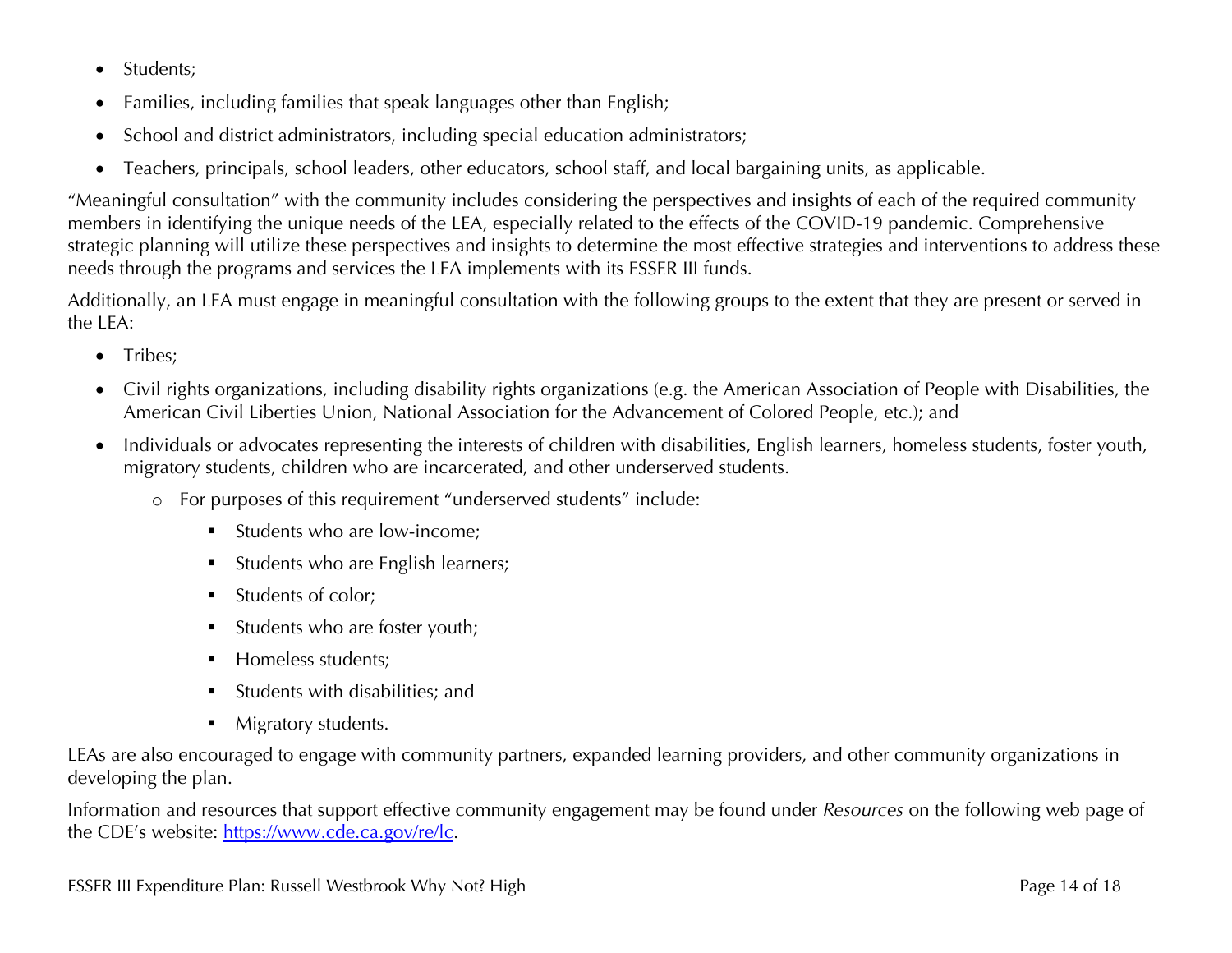- Students;
- Families, including families that speak languages other than English;
- School and district administrators, including special education administrators;
- Teachers, principals, school leaders, other educators, school staff, and local bargaining units, as applicable.

"Meaningful consultation" with the community includes considering the perspectives and insights of each of the required community members in identifying the unique needs of the LEA, especially related to the effects of the COVID-19 pandemic. Comprehensive strategic planning will utilize these perspectives and insights to determine the most effective strategies and interventions to address these needs through the programs and services the LEA implements with its ESSER III funds.

Additionally, an LEA must engage in meaningful consultation with the following groups to the extent that they are present or served in the LEA:

- Tribes;
- Civil rights organizations, including disability rights organizations (e.g. the American Association of People with Disabilities, the American Civil Liberties Union, National Association for the Advancement of Colored People, etc.); and
- Individuals or advocates representing the interests of children with disabilities, English learners, homeless students, foster youth, migratory students, children who are incarcerated, and other underserved students.
    - For purposes of this requirement "underserved students" include:
        - Students who are low-income;
        - Students who are English learners;
        - Students of color;
        - Students who are foster youth;
        - Homeless students;
        - Students with disabilities; and
        - Migratory students.

LEAs are also encouraged to engage with community partners, expanded learning providers, and other community organizations in developing the plan.

Information and resources that support effective community engagement may be found under *Resources* on the following web page of the CDE's website: https://www.cde.ca.gov/re/lc.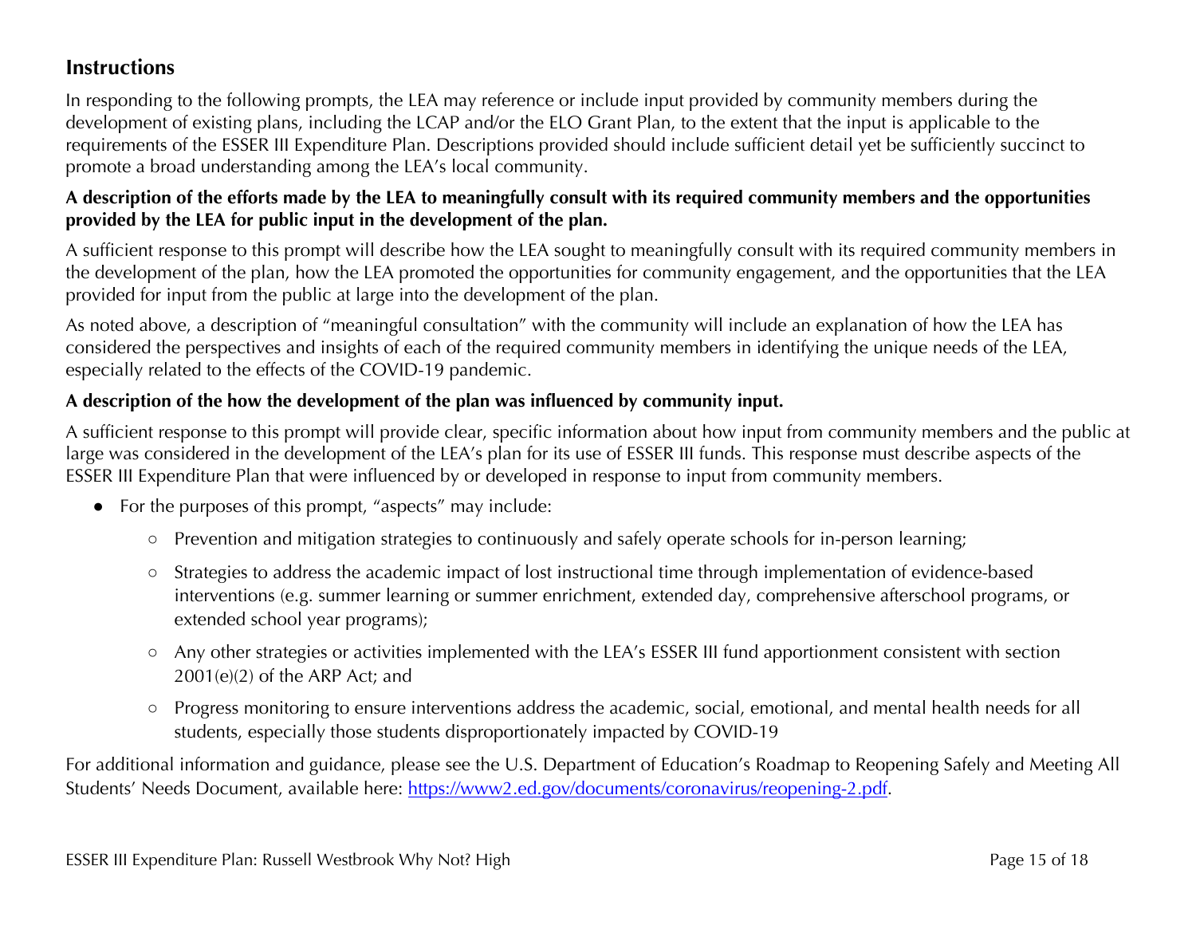## Instructions

In responding to the following prompts, the LEA may reference or include input provided by community members during the development of existing plans, including the LCAP and/or the ELO Grant Plan, to the extent that the input is applicable to the requirements of the ESSER III Expenditure Plan. Descriptions provided should include sufficient detail yet be sufficiently succinct to promote a broad understanding among the LEA's local community.

**A description of the efforts made by the LEA to meaningfully consult with its required community members and the opportunities provided by the LEA for public input in the development of the plan.**

A sufficient response to this prompt will describe how the LEA sought to meaningfully consult with its required community members in the development of the plan, how the LEA promoted the opportunities for community engagement, and the opportunities that the LEA provided for input from the public at large into the development of the plan.

As noted above, a description of "meaningful consultation" with the community will include an explanation of how the LEA has considered the perspectives and insights of each of the required community members in identifying the unique needs of the LEA, especially related to the effects of the COVID-19 pandemic.

**A description of the how the development of the plan was influenced by community input.**

A sufficient response to this prompt will provide clear, specific information about how input from community members and the public at large was considered in the development of the LEA's plan for its use of ESSER III funds. This response must describe aspects of the ESSER III Expenditure Plan that were influenced by or developed in response to input from community members.

- For the purposes of this prompt, "aspects" may include:
  - Prevention and mitigation strategies to continuously and safely operate schools for in-person learning;
  - Strategies to address the academic impact of lost instructional time through implementation of evidence-based interventions (e.g. summer learning or summer enrichment, extended day, comprehensive afterschool programs, or extended school year programs);
  - Any other strategies or activities implemented with the LEA's ESSER III fund apportionment consistent with section 2001(e)(2) of the ARP Act; and
  - Progress monitoring to ensure interventions address the academic, social, emotional, and mental health needs for all students, especially those students disproportionately impacted by COVID-19

For additional information and guidance, please see the U.S. Department of Education's Roadmap to Reopening Safely and Meeting All Students' Needs Document, available here: [https://www2.ed.gov/documents/coronavirus/reopening-2.pdf](https://www2.ed.gov/documents/coronavirus/reopening-2.pdf).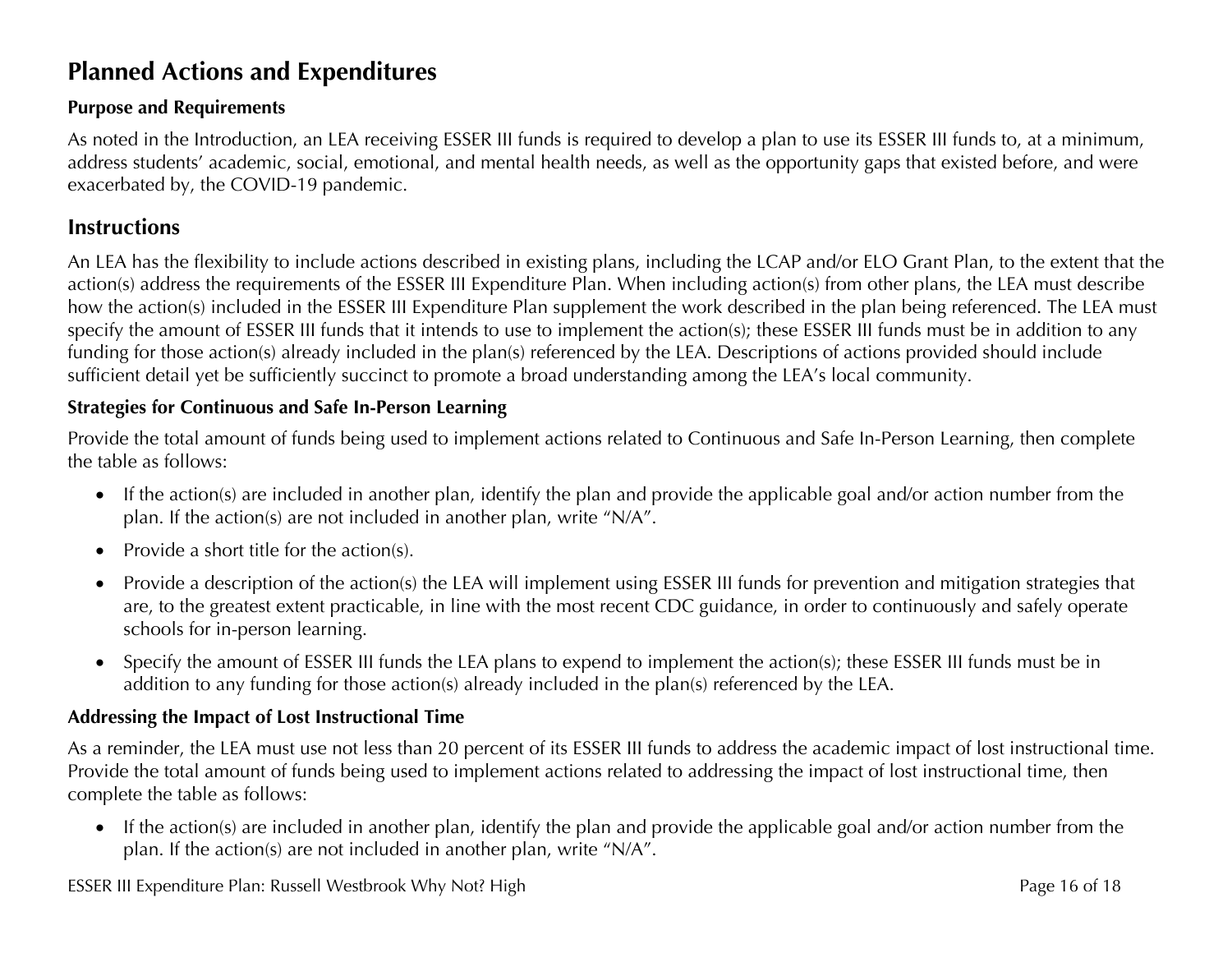## Planned Actions and Expenditures

### Purpose and Requirements

As noted in the Introduction, an LEA receiving ESSER III funds is required to develop a plan to use its ESSER III funds to, at a minimum, address students' academic, social, emotional, and mental health needs, as well as the opportunity gaps that existed before, and were exacerbated by, the COVID-19 pandemic.

## Instructions

An LEA has the flexibility to include actions described in existing plans, including the LCAP and/or ELO Grant Plan, to the extent that the action(s) address the requirements of the ESSER III Expenditure Plan. When including action(s) from other plans, the LEA must describe how the action(s) included in the ESSER III Expenditure Plan supplement the work described in the plan being referenced. The LEA must specify the amount of ESSER III funds that it intends to use to implement the action(s); these ESSER III funds must be in addition to any funding for those action(s) already included in the plan(s) referenced by the LEA. Descriptions of actions provided should include sufficient detail yet be sufficiently succinct to promote a broad understanding among the LEA's local community.

### Strategies for Continuous and Safe In-Person Learning

Provide the total amount of funds being used to implement actions related to Continuous and Safe In-Person Learning, then complete the table as follows:

- If the action(s) are included in another plan, identify the plan and provide the applicable goal and/or action number from the plan. If the action(s) are not included in another plan, write "N/A".
- Provide a short title for the action(s).
- Provide a description of the action(s) the LEA will implement using ESSER III funds for prevention and mitigation strategies that are, to the greatest extent practicable, in line with the most recent CDC guidance, in order to continuously and safely operate schools for in-person learning.
- Specify the amount of ESSER III funds the LEA plans to expend to implement the action(s); these ESSER III funds must be in addition to any funding for those action(s) already included in the plan(s) referenced by the LEA.

### Addressing the Impact of Lost Instructional Time

As a reminder, the LEA must use not less than 20 percent of its ESSER III funds to address the academic impact of lost instructional time. Provide the total amount of funds being used to implement actions related to addressing the impact of lost instructional time, then complete the table as follows:

- If the action(s) are included in another plan, identify the plan and provide the applicable goal and/or action number from the plan. If the action(s) are not included in another plan, write "N/A".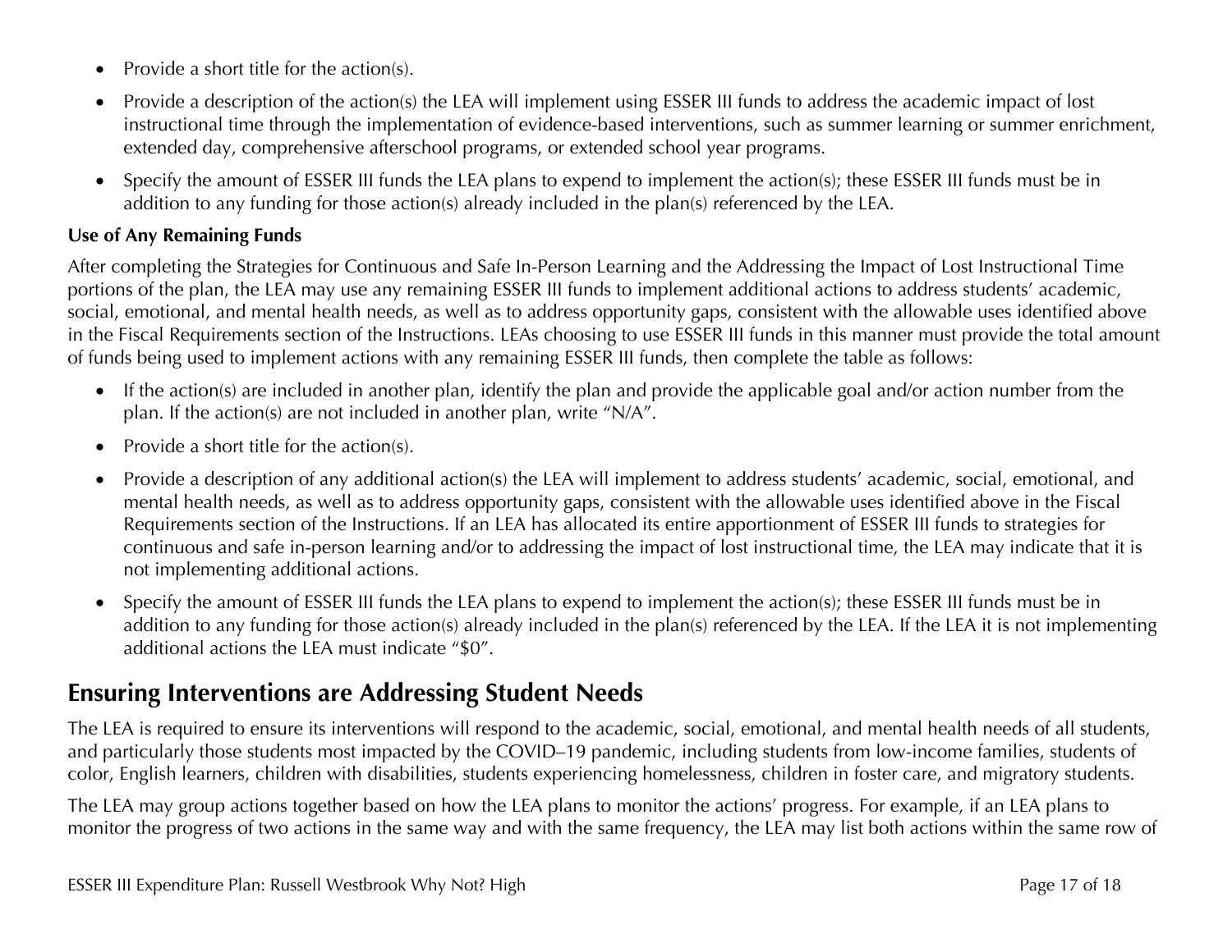- Provide a short title for the action(s).
- Provide a description of the action(s) the LEA will implement using ESSER III funds to address the academic impact of lost instructional time through the implementation of evidence-based interventions, such as summer learning or summer enrichment, extended day, comprehensive afterschool programs, or extended school year programs.
- Specify the amount of ESSER III funds the LEA plans to expend to implement the action(s); these ESSER III funds must be in addition to any funding for those action(s) already included in the plan(s) referenced by the LEA.

**Use of Any Remaining Funds**

After completing the Strategies for Continuous and Safe In-Person Learning and the Addressing the Impact of Lost Instructional Time portions of the plan, the LEA may use any remaining ESSER III funds to implement additional actions to address students' academic, social, emotional, and mental health needs, as well as to address opportunity gaps, consistent with the allowable uses identified above in the Fiscal Requirements section of the Instructions. LEAs choosing to use ESSER III funds in this manner must provide the total amount of funds being used to implement actions with any remaining ESSER III funds, then complete the table as follows:

- If the action(s) are included in another plan, identify the plan and provide the applicable goal and/or action number from the plan. If the action(s) are not included in another plan, write "N/A".
- Provide a short title for the action(s).
- Provide a description of any additional action(s) the LEA will implement to address students' academic, social, emotional, and mental health needs, as well as to address opportunity gaps, consistent with the allowable uses identified above in the Fiscal Requirements section of the Instructions. If an LEA has allocated its entire apportionment of ESSER III funds to strategies for continuous and safe in-person learning and/or to addressing the impact of lost instructional time, the LEA may indicate that it is not implementing additional actions.
- Specify the amount of ESSER III funds the LEA plans to expend to implement the action(s); these ESSER III funds must be in addition to any funding for those action(s) already included in the plan(s) referenced by the LEA. If the LEA it is not implementing additional actions the LEA must indicate "$0".

## Ensuring Interventions are Addressing Student Needs

The LEA is required to ensure its interventions will respond to the academic, social, emotional, and mental health needs of all students, and particularly those students most impacted by the COVID–19 pandemic, including students from low-income families, students of color, English learners, children with disabilities, students experiencing homelessness, children in foster care, and migratory students.

The LEA may group actions together based on how the LEA plans to monitor the actions' progress. For example, if an LEA plans to monitor the progress of two actions in the same way and with the same frequency, the LEA may list both actions within the same row of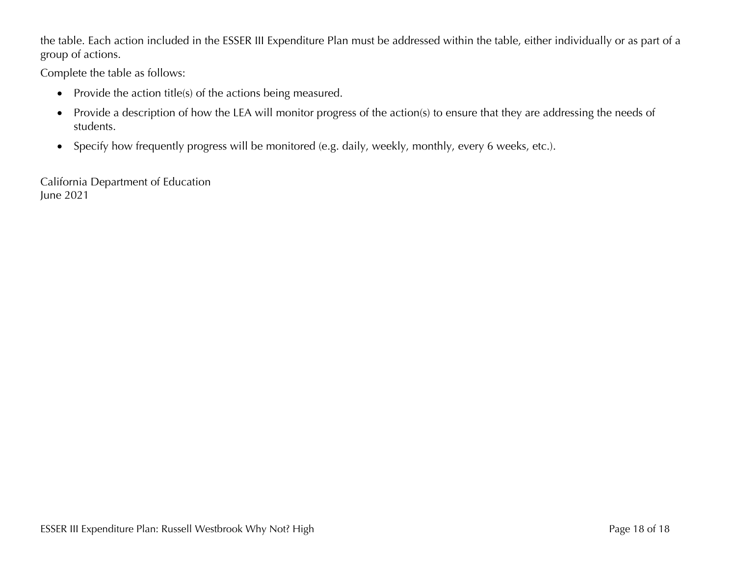the table. Each action included in the ESSER III Expenditure Plan must be addressed within the table, either individually or as part of a group of actions.

Complete the table as follows:

- Provide the action title(s) of the actions being measured.
- Provide a description of how the LEA will monitor progress of the action(s) to ensure that they are addressing the needs of students.
- Specify how frequently progress will be monitored (e.g. daily, weekly, monthly, every 6 weeks, etc.).

California Department of Education
June 2021